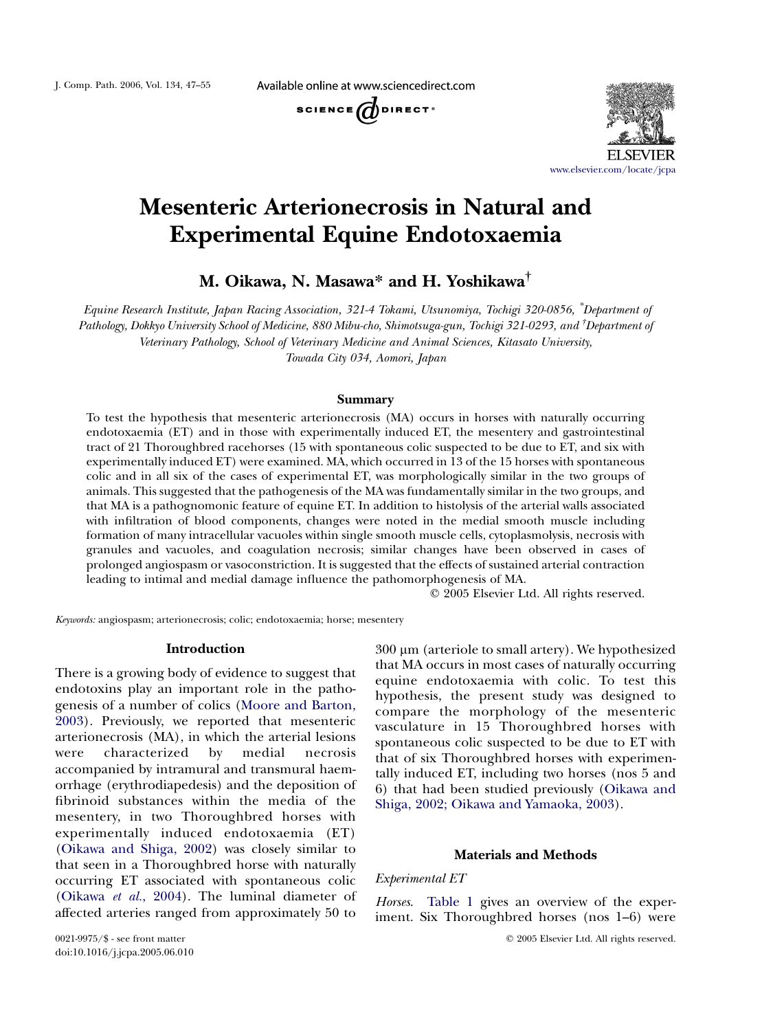# Mesenteric Arterionecrosis in Natural and Experimental Equine Endotoxaemia

**M. Oikawa, N. Masawa* and H. Yoshikawa†**

*Equine Research Institute, Japan Racing Association, 321-4 Tokami, Utsunomiya, Tochigi 320-0856, *Department of Pathology, Dokkyo University School of Medicine, 880 Mibu-cho, Shimotsuga-gun, Tochigi 321-0293, and †Department of Veterinary Pathology, School of Veterinary Medicine and Animal Sciences, Kitasato University, Towada City 034, Aomori, Japan*

## Summary

To test the hypothesis that mesenteric arterionecrosis (MA) occurs in horses with naturally occurring endotoxaemia (ET) and in those with experimentally induced ET, the mesentery and gastrointestinal tract of 21 Thoroughbred racehorses (15 with spontaneous colic suspected to be due to ET, and six with experimentally induced ET) were examined. MA, which occurred in 13 of the 15 horses with spontaneous colic and in all six of the cases of experimental ET, was morphologically similar in the two groups of animals. This suggested that the pathogenesis of the MA was fundamentally similar in the two groups, and that MA is a pathognomonic feature of equine ET. In addition to histolysis of the arterial walls associated with infiltration of blood components, changes were noted in the medial smooth muscle including formation of many intracellular vacuoles within single smooth muscle cells, cytoplasmolysis, necrosis with granules and vacuoles, and coagulation necrosis; similar changes have been observed in cases of prolonged angiospasm or vasoconstriction. It is suggested that the effects of sustained arterial contraction leading to intimal and medial damage influence the pathomorphogenesis of MA.

© 2005 Elsevier Ltd. All rights reserved.

*Keywords:* angiospasm; arterionecrosis; colic; endotoxaemia; horse; mesentery

## Introduction

There is a growing body of evidence to suggest that endotoxins play an important role in the pathogenesis of a number of colics (Moore and Barton, 2003). Previously, we reported that mesenteric arterionecrosis (MA), in which the arterial lesions were characterized by medial necrosis accompanied by intramural and transmural haemorrhage (erythrodiapedesis) and the deposition of fibrinoid substances within the media of the mesentery, in two Thoroughbred horses with experimentally induced endotoxaemia (ET) (Oikawa and Shiga, 2002) was closely similar to that seen in a Thoroughbred horse with naturally occurring ET associated with spontaneous colic (Oikawa *et al.*, 2004). The luminal diameter of affected arteries ranged from approximately 50 to 300 μm (arteriole to small artery). We hypothesized that MA occurs in most cases of naturally occurring equine endotoxaemia with colic. To test this hypothesis, the present study was designed to compare the morphology of the mesenteric vasculature in 15 Thoroughbred horses with spontaneous colic suspected to be due to ET with that of six Thoroughbred horses with experimentally induced ET, including two horses (nos 5 and 6) that had been studied previously (Oikawa and Shiga, 2002; Oikawa and Yamaoka, 2003).

## Materials and Methods

### Experimental ET

*Horses*. Table 1 gives an overview of the experiment. Six Thoroughbred horses (nos 1–6) were

0021-9975/$ - see front matter
doi:10.1016/j.jcpa.2005.06.010

© 2005 Elsevier Ltd. All rights reserved.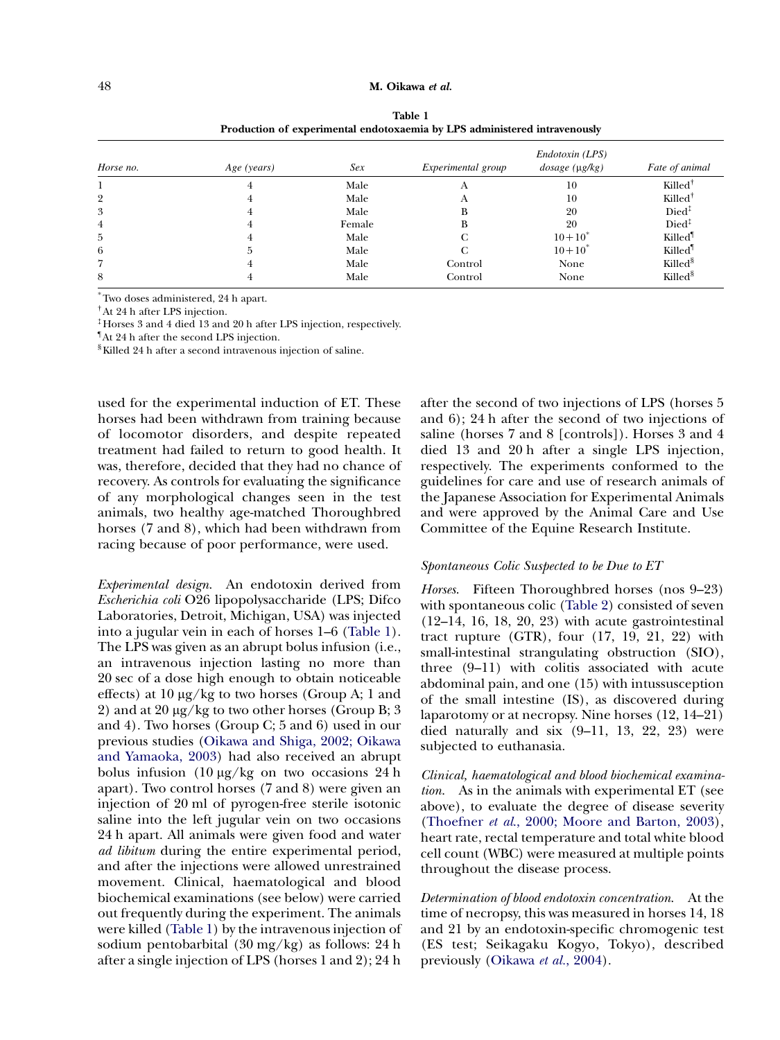**Table 1**
**Production of experimental endotoxaemia by LPS administered intravenously**

| *Horse no.* | *Age (years)* | *Sex* | *Experimental group* | *Endotoxin (LPS) dosage (μg/kg)* | *Fate of animal* |
|---|---|---|---|---|---|
| 1 | 4 | Male | A | 10 | Killed[†] |
| 2 | 4 | Male | A | 10 | Killed[†] |
| 3 | 4 | Male | B | 20 | Died[‡] |
| 4 | 4 | Female | B | 20 | Died[‡] |
| 5 | 4 | Male | C | 10+10[*] | Killed[¶] |
| 6 | 5 | Male | C | 10+10[*] | Killed[¶] |
| 7 | 4 | Male | Control | None | Killed[§] |
| 8 | 4 | Male | Control | None | Killed[§] |

[*]Two doses administered, 24 h apart.
[†]At 24 h after LPS injection.
[‡]Horses 3 and 4 died 13 and 20 h after LPS injection, respectively.
[¶]At 24 h after the second LPS injection.
[§]Killed 24 h after a second intravenous injection of saline.

used for the experimental induction of ET. These horses had been withdrawn from training because of locomotor disorders, and despite repeated treatment had failed to return to good health. It was, therefore, decided that they had no chance of recovery. As controls for evaluating the significance of any morphological changes seen in the test animals, two healthy age-matched Thoroughbred horses (7 and 8), which had been withdrawn from racing because of poor performance, were used.

*Experimental design.* An endotoxin derived from *Escherichia coli* O26 lipopolysaccharide (LPS; Difco Laboratories, Detroit, Michigan, USA) was injected into a jugular vein in each of horses 1–6 (Table 1). The LPS was given as an abrupt bolus infusion (i.e., an intravenous injection lasting no more than 20 sec of a dose high enough to obtain noticeable effects) at 10 μg/kg to two horses (Group A; 1 and 2) and at 20 μg/kg to two other horses (Group B; 3 and 4). Two horses (Group C; 5 and 6) used in our previous studies (Oikawa and Shiga, 2002; Oikawa and Yamaoka, 2003) had also received an abrupt bolus infusion (10 μg/kg on two occasions 24 h apart). Two control horses (7 and 8) were given an injection of 20 ml of pyrogen-free sterile isotonic saline into the left jugular vein on two occasions 24 h apart. All animals were given food and water *ad libitum* during the entire experimental period, and after the injections were allowed unrestrained movement. Clinical, haematological and blood biochemical examinations (see below) were carried out frequently during the experiment. The animals were killed (Table 1) by the intravenous injection of sodium pentobarbital (30 mg/kg) as follows: 24 h after a single injection of LPS (horses 1 and 2); 24 h after the second of two injections of LPS (horses 5 and 6); 24 h after the second of two injections of saline (horses 7 and 8 [controls]). Horses 3 and 4 died 13 and 20 h after a single LPS injection, respectively. The experiments conformed to the guidelines for care and use of research animals of the Japanese Association for Experimental Animals and were approved by the Animal Care and Use Committee of the Equine Research Institute.

### *Spontaneous Colic Suspected to be Due to ET*

*Horses.* Fifteen Thoroughbred horses (nos 9–23) with spontaneous colic (Table 2) consisted of seven (12–14, 16, 18, 20, 23) with acute gastrointestinal tract rupture (GTR), four (17, 19, 21, 22) with small-intestinal strangulating obstruction (SIO), three (9–11) with colitis associated with acute abdominal pain, and one (15) with intussusception of the small intestine (IS), as discovered during laparotomy or at necropsy. Nine horses (12, 14–21) died naturally and six (9–11, 13, 22, 23) were subjected to euthanasia.

*Clinical, haematological and blood biochemical examination.* As in the animals with experimental ET (see above), to evaluate the degree of disease severity (Thoefner *et al.*, 2000; Moore and Barton, 2003), heart rate, rectal temperature and total white blood cell count (WBC) were measured at multiple points throughout the disease process.

*Determination of blood endotoxin concentration.* At the time of necropsy, this was measured in horses 14, 18 and 21 by an endotoxin-specific chromogenic test (ES test; Seikagaku Kogyo, Tokyo), described previously (Oikawa *et al.*, 2004).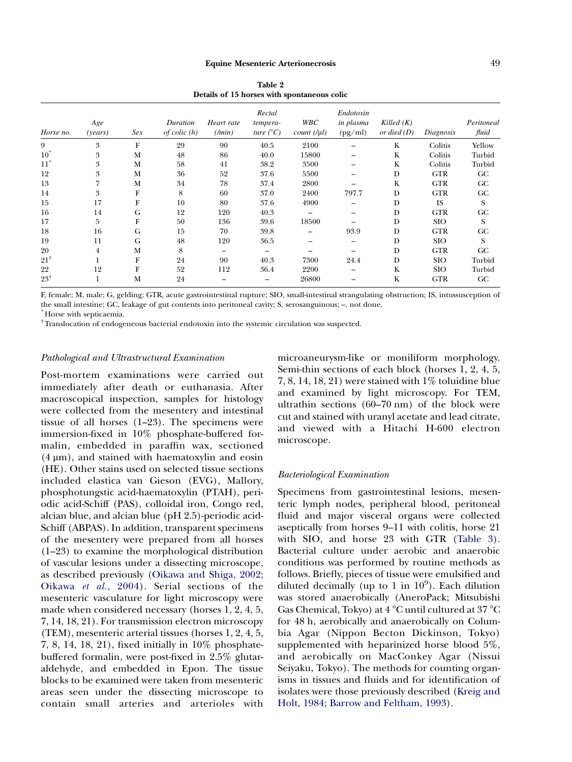**Table 2**
**Details of 15 horses with spontaneous colic**

| *Horse no.* | *Age (years)* | *Sex* | *Duration of colic (h)* | *Heart rate (/min)* | *Rectal temperature (°C)* | *WBC count (/μl)* | *Endotoxin in plasma* (pg/ml) | *Killed (K) or died (D)* | *Diagnosis* | *Peritoneal fluid* |
|---|---|---|---|---|---|---|---|---|---|---|
| 9 | 3 | F | 29 | 90 | 40.5 | 2100 | – | K | Colitis | Yellow |
| 10* | 3 | M | 48 | 86 | 40.0 | 15800 | – | K | Colitis | Turbid |
| 11* | 3 | M | 58 | 41 | 38.2 | 3500 | – | K | Colitis | Turbid |
| 12 | 3 | M | 36 | 52 | 37.6 | 5500 | – | D | GTR | GC |
| 13 | 7 | M | 34 | 78 | 37.4 | 2800 | – | K | GTR | GC |
| 14 | 3 | F | 8 | 60 | 37.0 | 2400 | 797.7 | D | GTR | GC |
| 15 | 17 | F | 10 | 80 | 37.6 | 4900 | – | D | IS | S |
| 16 | 14 | G | 12 | 120 | 40.3 | – | – | D | GTR | GC |
| 17 | 5 | F | 50 | 136 | 39.6 | 18500 | – | D | SIO | S |
| 18 | 16 | G | 15 | 70 | 39.8 | – | 93.9 | D | GTR | GC |
| 19 | 11 | G | 48 | 120 | 36.5 | – | – | D | SIO | S |
| 20 | 4 | M | 8 | – | – | – | – | D | GTR | GC |
| 21† | 1 | F | 24 | 90 | 40.3 | 7300 | 24.4 | D | SIO | Turbid |
| 22 | 12 | F | 52 | 112 | 36.4 | 2200 | – | K | SIO | Turbid |
| 23† | 1 | M | 24 | – | – | 26800 | – | K | GTR | GC |

F, female; M, male; G, gelding; GTR, acute gastrointestinal rupture; SIO, small-intestinal strangulating obstruction; IS, intussusception of the small intestine; GC, leakage of gut contents into peritoneal cavity; S, serosanguinous; –, not done.
*Horse with septicaemia.
†Translocation of endogeneous bacterial endotoxin into the systemic circulation was suspected.

### *Pathological and Ultrastructural Examination*

Post-mortem examinations were carried out immediately after death or euthanasia. After macroscopical inspection, samples for histology were collected from the mesentery and intestinal tissue of all horses (1–23). The specimens were immersion-fixed in 10% phosphate-buffered formalin, embedded in paraffin wax, sectioned (4 μm), and stained with haematoxylin and eosin (HE). Other stains used on selected tissue sections included elastica van Gieson (EVG), Mallory, phosphotungstic acid-haematoxylin (PTAH), periodic acid-Schiff (PAS), colloidal iron, Congo red, alcian blue, and alcian blue (pH 2.5)-periodic acid-Schiff (ABPAS). In addition, transparent specimens of the mesentery were prepared from all horses (1–23) to examine the morphological distribution of vascular lesions under a dissecting microscope, as described previously (Oikawa and Shiga, 2002; Oikawa *et al.*, 2004). Serial sections of the mesenteric vasculature for light microscopy were made when considered necessary (horses 1, 2, 4, 5, 7, 14, 18, 21). For transmission electron microscopy (TEM), mesenteric arterial tissues (horses 1, 2, 4, 5, 7, 8, 14, 18, 21), fixed initially in 10% phosphate-buffered formalin, were post-fixed in 2.5% glutaraldehyde, and embedded in Epon. The tissue blocks to be examined were taken from mesenteric areas seen under the dissecting microscope to contain small arteries and arterioles with microaneurysm-like or moniliform morphology. Semi-thin sections of each block (horses 1, 2, 4, 5, 7, 8, 14, 18, 21) were stained with 1% toluidine blue and examined by light microscopy. For TEM, ultrathin sections (60–70 nm) of the block were cut and stained with uranyl acetate and lead citrate, and viewed with a Hitachi H-600 electron microscope.

### *Bacteriological Examination*

Specimens from gastrointestinal lesions, mesenteric lymph nodes, peripheral blood, peritoneal fluid and major visceral organs were collected aseptically from horses 9–11 with colitis, horse 21 with SIO, and horse 23 with GTR (Table 3). Bacterial culture under aerobic and anaerobic conditions was performed by routine methods as follows. Briefly, pieces of tissue were emulsified and diluted decimally (up to 1 in $10^9$). Each dilution was stored anaerobically (AneroPack; Mitsubishi Gas Chemical, Tokyo) at 4 °C until cultured at 37 °C for 48 h, aerobically and anaerobically on Columbia Agar (Nippon Becton Dickinson, Tokyo) supplemented with heparinized horse blood 5%, and aerobically on MacConkey Agar (Nissui Seiyaku, Tokyo). The methods for counting organisms in tissues and fluids and for identification of isolates were those previously described (Kreig and Holt, 1984; Barrow and Feltham, 1993).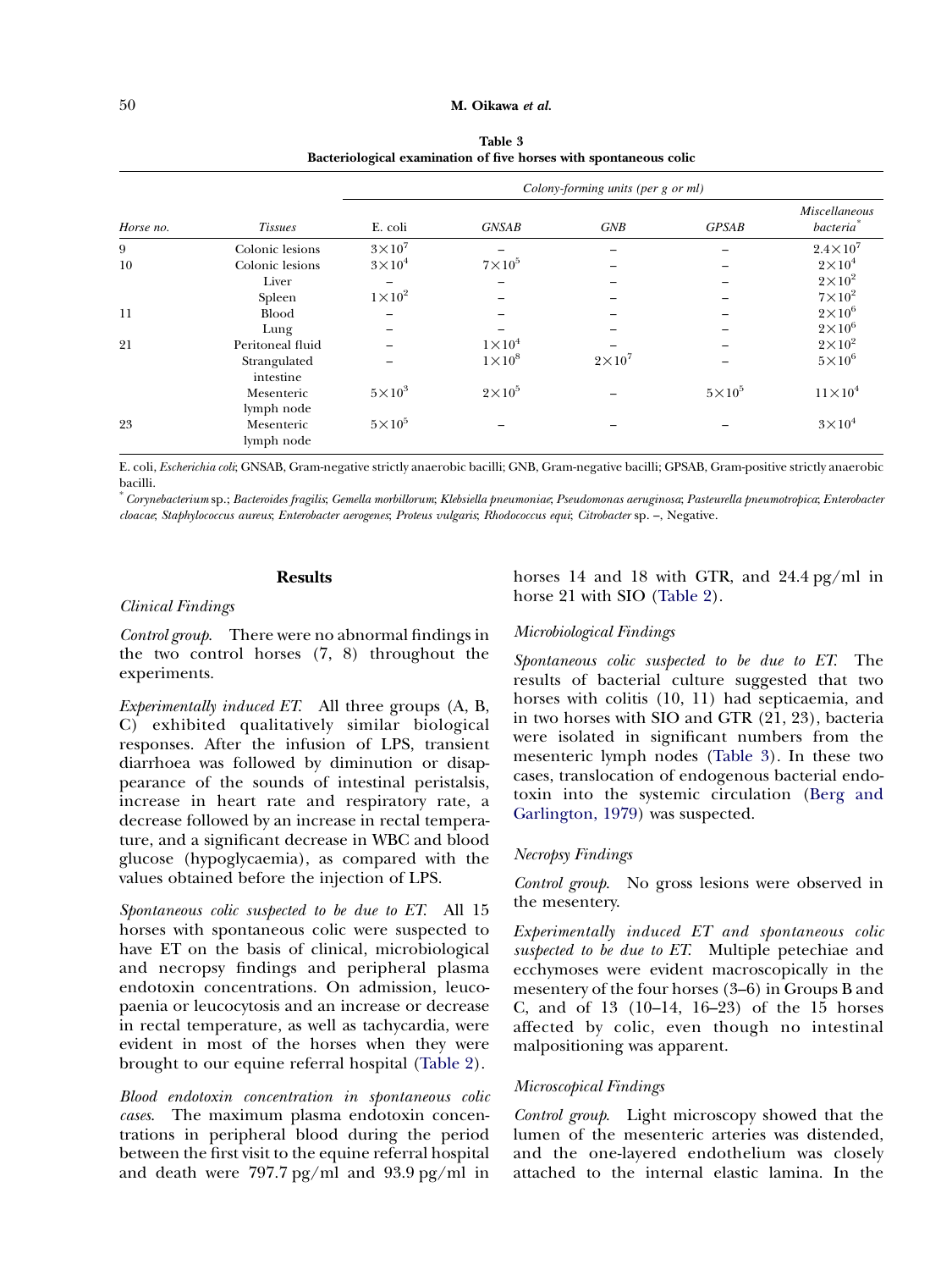**Table 3**
**Bacteriological examination of five horses with spontaneous colic**

| | | Colony-forming units (per g or ml) | | | | |
|---|---|---|---|---|---|---|
| *Horse no.* | *Tissues* | E. coli | *GNSAB* | *GNB* | *GPSAB* | *Miscellaneous bacteria*[*] |
| 9 | Colonic lesions | $3\times10^7$ | – | – | – | $2.4\times10^7$ |
| 10 | Colonic lesions | $3\times10^4$ | $7\times10^5$ | – | – | $2\times10^4$ |
| | Liver | – | – | – | – | $2\times10^2$ |
| | Spleen | $1\times10^2$ | – | – | – | $7\times10^2$ |
| 11 | Blood | – | – | – | – | $2\times10^6$ |
| | Lung | – | – | – | – | $2\times10^6$ |
| 21 | Peritoneal fluid | – | $1\times10^4$ | – | – | $2\times10^2$ |
| | Strangulated intestine | – | $1\times10^8$ | $2\times10^7$ | – | $5\times10^6$ |
| | Mesenteric lymph node | $5\times10^3$ | $2\times10^5$ | – | $5\times10^5$ | $11\times10^4$ |
| 23 | Mesenteric lymph node | $5\times10^5$ | – | – | – | $3\times10^4$ |

E. coli, *Escherichia coli*; GNSAB, Gram-negative strictly anaerobic bacilli; GNB, Gram-negative bacilli; GPSAB, Gram-positive strictly anaerobic bacilli.
[*] *Corynebacterium* sp.; *Bacteroides fragilis*; *Gemella morbillorum*; *Klebsiella pneumoniae*; *Pseudomonas aeruginosa*; *Pasteurella pneumotropica*; *Enterobacter cloacae*; *Staphylococcus aureus*; *Enterobacter aerogenes*; *Proteus vulgaris*; *Rhodococcus equi*; *Citrobacter* sp. –, Negative.

## Results

### *Clinical Findings*

*Control group.* There were no abnormal findings in the two control horses (7, 8) throughout the experiments.

*Experimentally induced ET.* All three groups (A, B, C) exhibited qualitatively similar biological responses. After the infusion of LPS, transient diarrhoea was followed by diminution or disappearance of the sounds of intestinal peristalsis, increase in heart rate and respiratory rate, a decrease followed by an increase in rectal temperature, and a significant decrease in WBC and blood glucose (hypoglycaemia), as compared with the values obtained before the injection of LPS.

*Spontaneous colic suspected to be due to ET.* All 15 horses with spontaneous colic were suspected to have ET on the basis of clinical, microbiological and necropsy findings and peripheral plasma endotoxin concentrations. On admission, leucopaenia or leucocytosis and an increase or decrease in rectal temperature, as well as tachycardia, were evident in most of the horses when they were brought to our equine referral hospital (Table 2).

*Blood endotoxin concentration in spontaneous colic cases.* The maximum plasma endotoxin concentrations in peripheral blood during the period between the first visit to the equine referral hospital and death were 797.7 pg/ml and 93.9 pg/ml in horses 14 and 18 with GTR, and 24.4 pg/ml in horse 21 with SIO (Table 2).

### *Microbiological Findings*

*Spontaneous colic suspected to be due to ET.* The results of bacterial culture suggested that two horses with colitis (10, 11) had septicaemia, and in two horses with SIO and GTR (21, 23), bacteria were isolated in significant numbers from the mesenteric lymph nodes (Table 3). In these two cases, translocation of endogenous bacterial endotoxin into the systemic circulation (Berg and Garlington, 1979) was suspected.

### *Necropsy Findings*

*Control group.* No gross lesions were observed in the mesentery.

*Experimentally induced ET and spontaneous colic suspected to be due to ET.* Multiple petechiae and ecchymoses were evident macroscopically in the mesentery of the four horses (3–6) in Groups B and C, and of 13 (10–14, 16–23) of the 15 horses affected by colic, even though no intestinal malpositioning was apparent.

### *Microscopical Findings*

*Control group.* Light microscopy showed that the lumen of the mesenteric arteries was distended, and the one-layered endothelium was closely attached to the internal elastic lamina. In the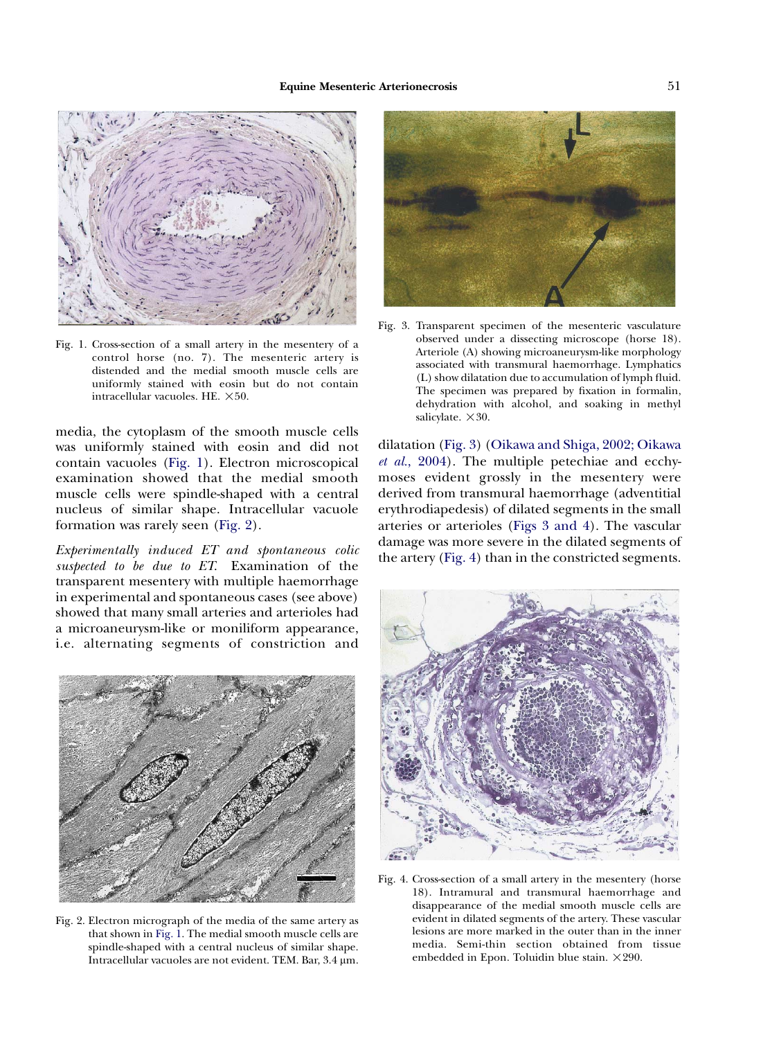Fig. 1. Cross-section of a small artery in the mesentery of a control horse (no. 7). The mesenteric artery is distended and the medial smooth muscle cells are uniformly stained with eosin but do not contain intracellular vacuoles. HE. ×50.

media, the cytoplasm of the smooth muscle cells was uniformly stained with eosin and did not contain vacuoles (Fig. 1). Electron microscopical examination showed that the medial smooth muscle cells were spindle-shaped with a central nucleus of similar shape. Intracellular vacuole formation was rarely seen (Fig. 2).

*Experimentally induced ET and spontaneous colic suspected to be due to ET.* Examination of the transparent mesentery with multiple haemorrhage in experimental and spontaneous cases (see above) showed that many small arteries and arterioles had a microaneurysm-like or moniliform appearance, i.e. alternating segments of constriction and dilatation (Fig. 3) (Oikawa and Shiga, 2002; Oikawa *et al.*, 2004). The multiple petechiae and ecchymoses evident grossly in the mesentery were derived from transmural haemorrhage (adventitial erythrodiapedesis) of dilated segments in the small arteries or arterioles (Figs 3 and 4). The vascular damage was more severe in the dilated segments of the artery (Fig. 4) than in the constricted segments.

Fig. 2. Electron micrograph of the media of the same artery as that shown in Fig. 1. The medial smooth muscle cells are spindle-shaped with a central nucleus of similar shape. Intracellular vacuoles are not evident. TEM. Bar, 3.4 μm.

Fig. 3. Transparent specimen of the mesenteric vasculature observed under a dissecting microscope (horse 18). Arteriole (A) showing microaneurysm-like morphology associated with transmural haemorrhage. Lymphatics (L) show dilatation due to accumulation of lymph fluid. The specimen was prepared by fixation in formalin, dehydration with alcohol, and soaking in methyl salicylate. ×30.

Fig. 4. Cross-section of a small artery in the mesentery (horse 18). Intramural and transmural haemorrhage and disappearance of the medial smooth muscle cells are evident in dilated segments of the artery. These vascular lesions are more marked in the outer than in the inner media. Semi-thin section obtained from tissue embedded in Epon. Toluidin blue stain. ×290.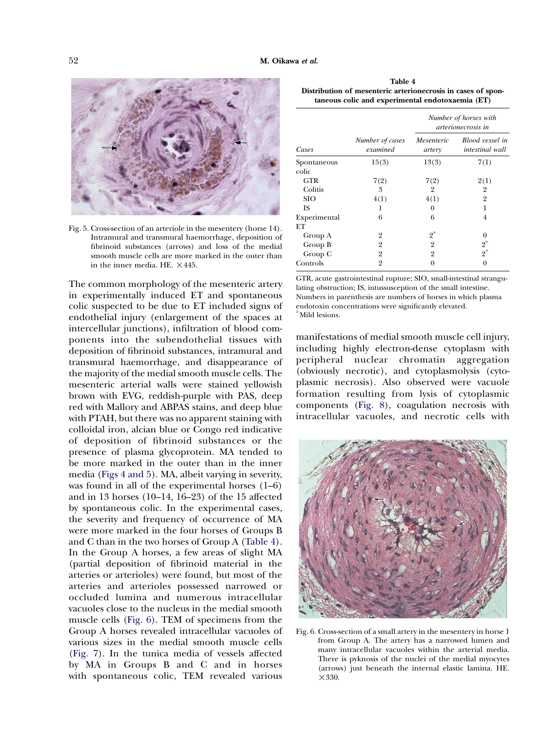Fig. 5. Cross-section of an arteriole in the mesentery (horse 14). Intramural and transmural haemorrhage, deposition of fibrinoid substances (arrows) and loss of the medial smooth muscle cells are more marked in the outer than in the inner media. HE. ×445.

The common morphology of the mesenteric artery in experimentally induced ET and spontaneous colic suspected to be due to ET included signs of endothelial injury (enlargement of the spaces at intercellular junctions), infiltration of blood components into the subendothelial tissues with deposition of fibrinoid substances, intramural and transmural haemorrhage, and disappearance of the majority of the medial smooth muscle cells. The mesenteric arterial walls were stained yellowish brown with EVG, reddish-purple with PAS, deep red with Mallory and ABPAS stains, and deep blue with PTAH, but there was no apparent staining with colloidal iron, alcian blue or Congo red indicative of deposition of fibrinoid substances or the presence of plasma glycoprotein. MA tended to be more marked in the outer than in the inner media (Figs 4 and 5). MA, albeit varying in severity, was found in all of the experimental horses (1–6) and in 13 horses (10–14, 16–23) of the 15 affected by spontaneous colic. In the experimental cases, the severity and frequency of occurrence of MA were more marked in the four horses of Groups B and C than in the two horses of Group A (Table 4). In the Group A horses, a few areas of slight MA (partial deposition of fibrinoid material in the arteries or arterioles) were found, but most of the arteries and arterioles possessed narrowed or occluded lumina and numerous intracellular vacuoles close to the nucleus in the medial smooth muscle cells (Fig. 6). TEM of specimens from the Group A horses revealed intracellular vacuoles of various sizes in the medial smooth muscle cells (Fig. 7). In the tunica media of vessels affected by MA in Groups B and C and in horses with spontaneous colic, TEM revealed various manifestations of medial smooth muscle cell injury, including highly electron-dense cytoplasm with peripheral nuclear chromatin aggregation (obviously necrotic), and cytoplasmolysis (cytoplasmic necrosis). Also observed were vacuole formation resulting from lysis of cytoplasmic components (Fig. 8), coagulation necrosis with intracellular vacuoles, and necrotic cells with

**Table 4**
**Distribution of mesenteric arterionecrosis in cases of spontaneous colic and experimental endotoxaemia (ET)**

| | | *Number of horses with arterionecrosis in* | |
|---|---|---|---|
| *Cases* | *Number of cases examined* | *Mesenteric artery* | *Blood vessel in intestinal wall* |
| Spontaneous colic | 15(3) | 13(3) | 7(1) |
| GTR | 7(2) | 7(2) | 2(1) |
| Colitis | 3 | 2 | 2 |
| SIO | 4(1) | 4(1) | 2 |
| IS | 1 | 0 | 1 |
| Experimental ET | 6 | 6 | 4 |
| Group A | 2 | 2* | 0 |
| Group B | 2 | 2 | 2* |
| Group C | 2 | 2 | 2* |
| Controls | 2 | 0 | 0 |

GTR, acute gastrointestinal rupture; SIO, small-intestinal strangulating obstruction; IS, intussusception of the small intestine.
Numbers in parenthesis are numbers of horses in which plasma endotoxin concentrations were significantly elevated.
*Mild lesions.

Fig. 6. Cross-section of a small artery in the mesentery in horse 1 from Group A. The artery has a narrowed lumen and many intracellular vacuoles within the arterial media. There is pyknosis of the nuclei of the medial myocytes (arrows) just beneath the internal elastic lamina. HE. ×330.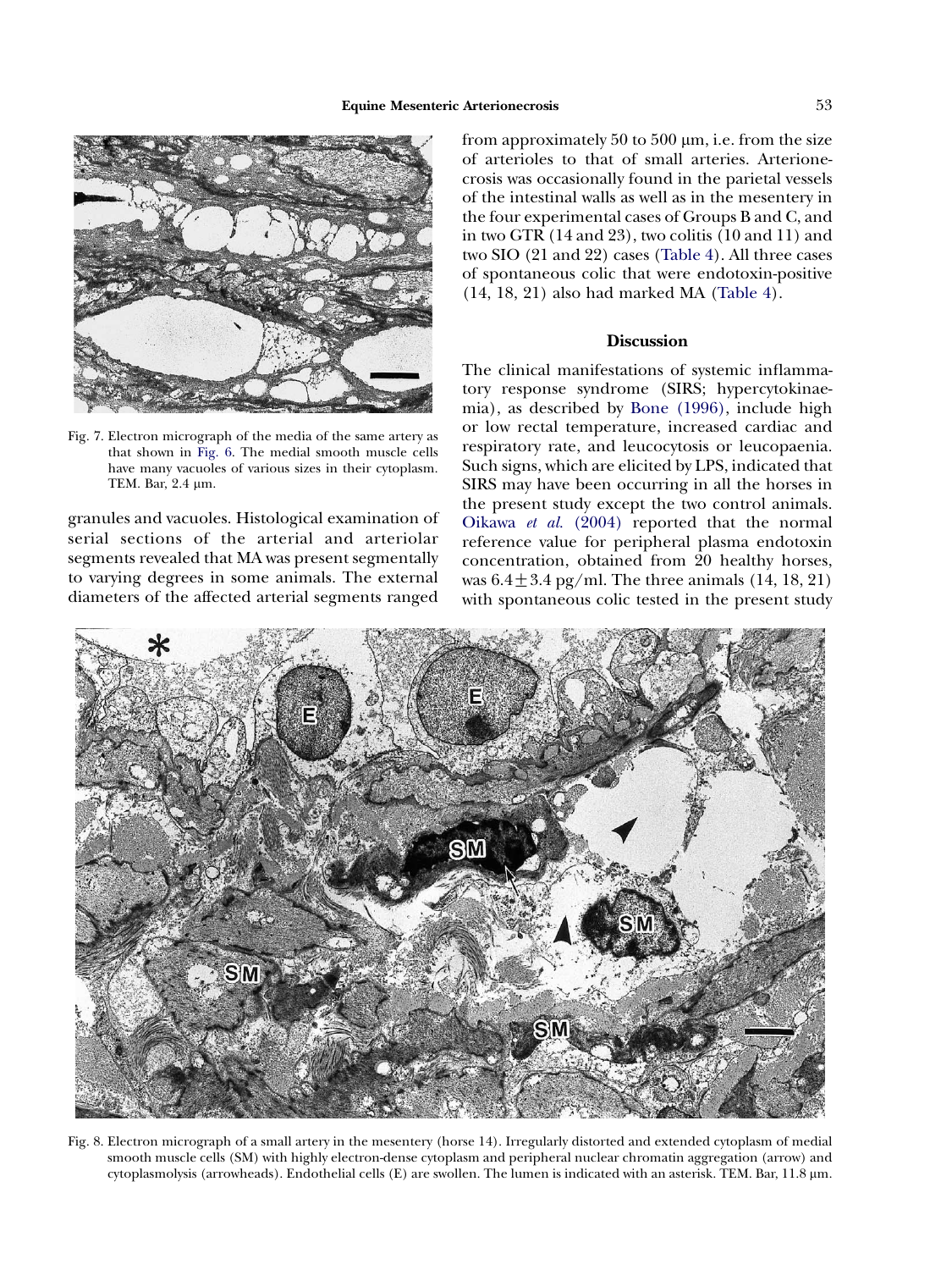Fig. 7. Electron micrograph of the media of the same artery as that shown in Fig. 6. The medial smooth muscle cells have many vacuoles of various sizes in their cytoplasm. TEM. Bar, 2.4 μm.

granules and vacuoles. Histological examination of serial sections of the arterial and arteriolar segments revealed that MA was present segmentally to varying degrees in some animals. The external diameters of the affected arterial segments ranged from approximately 50 to 500 μm, i.e. from the size of arterioles to that of small arteries. Arterionecrosis was occasionally found in the parietal vessels of the intestinal walls as well as in the mesentery in the four experimental cases of Groups B and C, and in two GTR (14 and 23), two colitis (10 and 11) and two SIO (21 and 22) cases (Table 4). All three cases of spontaneous colic that were endotoxin-positive (14, 18, 21) also had marked MA (Table 4).

## Discussion

The clinical manifestations of systemic inflammatory response syndrome (SIRS; hypercytokinaemia), as described by Bone (1996), include high or low rectal temperature, increased cardiac and respiratory rate, and leucocytosis or leucopaenia. Such signs, which are elicited by LPS, indicated that SIRS may have been occurring in all the horses in the present study except the two control animals. Oikawa *et al.* (2004) reported that the normal reference value for peripheral plasma endotoxin concentration, obtained from 20 healthy horses, was $6.4 \pm 3.4$ pg/ml. The three animals (14, 18, 21) with spontaneous colic tested in the present study

Fig. 8. Electron micrograph of a small artery in the mesentery (horse 14). Irregularly distorted and extended cytoplasm of medial smooth muscle cells (SM) with highly electron-dense cytoplasm and peripheral nuclear chromatin aggregation (arrow) and cytoplasmolysis (arrowheads). Endothelial cells (E) are swollen. The lumen is indicated with an asterisk. TEM. Bar, 11.8 μm.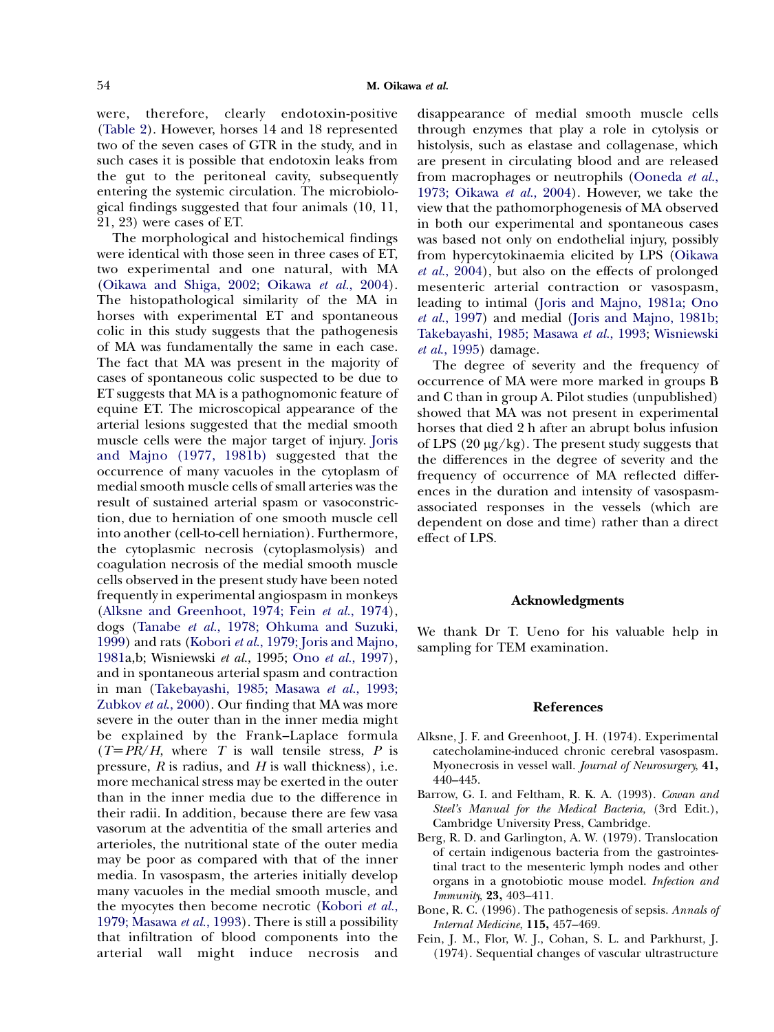were, therefore, clearly endotoxin-positive (Table 2). However, horses 14 and 18 represented two of the seven cases of GTR in the study, and in such cases it is possible that endotoxin leaks from the gut to the peritoneal cavity, subsequently entering the systemic circulation. The microbiological findings suggested that four animals (10, 11, 21, 23) were cases of ET.

The morphological and histochemical findings were identical with those seen in three cases of ET, two experimental and one natural, with MA (Oikawa and Shiga, 2002; Oikawa *et al.*, 2004). The histopathological similarity of the MA in horses with experimental ET and spontaneous colic in this study suggests that the pathogenesis of MA was fundamentally the same in each case. The fact that MA was present in the majority of cases of spontaneous colic suspected to be due to ET suggests that MA is a pathognomonic feature of equine ET. The microscopical appearance of the arterial lesions suggested that the medial smooth muscle cells were the major target of injury. Joris and Majno (1977, 1981b) suggested that the occurrence of many vacuoles in the cytoplasm of medial smooth muscle cells of small arteries was the result of sustained arterial spasm or vasoconstriction, due to herniation of one smooth muscle cell into another (cell-to-cell herniation). Furthermore, the cytoplasmic necrosis (cytoplasmolysis) and coagulation necrosis of the medial smooth muscle cells observed in the present study have been noted frequently in experimental angiospasm in monkeys (Alksne and Greenhoot, 1974; Fein *et al.*, 1974), dogs (Tanabe *et al.*, 1978; Ohkuma and Suzuki, 1999) and rats (Kobori *et al.*, 1979; Joris and Majno, 1981a,b; Wisniewski *et al.*, 1995; Ono *et al.*, 1997), and in spontaneous arterial spasm and contraction in man (Takebayashi, 1985; Masawa *et al.*, 1993; Zubkov *et al.*, 2000). Our finding that MA was more severe in the outer than in the inner media might be explained by the Frank–Laplace formula ($T = PR/H$, where $T$ is wall tensile stress, $P$ is pressure, $R$ is radius, and $H$ is wall thickness), i.e. more mechanical stress may be exerted in the outer than in the inner media due to the difference in their radii. In addition, because there are few vasa vasorum at the adventitia of the small arteries and arterioles, the nutritional state of the outer media may be poor as compared with that of the inner media. In vasospasm, the arteries initially develop many vacuoles in the medial smooth muscle, and the myocytes then become necrotic (Kobori *et al.*, 1979; Masawa *et al.*, 1993). There is still a possibility that infiltration of blood components into the arterial wall might induce necrosis and disappearance of medial smooth muscle cells through enzymes that play a role in cytolysis or histolysis, such as elastase and collagenase, which are present in circulating blood and are released from macrophages or neutrophils (Ooneda *et al.*, 1973; Oikawa *et al.*, 2004). However, we take the view that the pathomorphogenesis of MA observed in both our experimental and spontaneous cases was based not only on endothelial injury, possibly from hypercytokinaemia elicited by LPS (Oikawa *et al.*, 2004), but also on the effects of prolonged mesenteric arterial contraction or vasospasm, leading to intimal (Joris and Majno, 1981a; Ono *et al.*, 1997) and medial (Joris and Majno, 1981b; Takebayashi, 1985; Masawa *et al.*, 1993; Wisniewski *et al.*, 1995) damage.

The degree of severity and the frequency of occurrence of MA were more marked in groups B and C than in group A. Pilot studies (unpublished) showed that MA was not present in experimental horses that died 2 h after an abrupt bolus infusion of LPS (20 μg/kg). The present study suggests that the differences in the degree of severity and the frequency of occurrence of MA reflected differences in the duration and intensity of vasospasm-associated responses in the vessels (which are dependent on dose and time) rather than a direct effect of LPS.

## Acknowledgments

We thank Dr T. Ueno for his valuable help in sampling for TEM examination.

## References

Alksne, J. F. and Greenhoot, J. H. (1974). Experimental catecholamine-induced chronic cerebral vasospasm. Myonecrosis in vessel wall. *Journal of Neurosurgery*, **41,** 440–445.

Barrow, G. I. and Feltham, R. K. A. (1993). *Cowan and Steel's Manual for the Medical Bacteria,* (3rd Edit.), Cambridge University Press, Cambridge.

Berg, R. D. and Garlington, A. W. (1979). Translocation of certain indigenous bacteria from the gastrointestinal tract to the mesenteric lymph nodes and other organs in a gnotobiotic mouse model. *Infection and Immunity*, **23,** 403–411.

Bone, R. C. (1996). The pathogenesis of sepsis. *Annals of Internal Medicine*, **115,** 457–469.

Fein, J. M., Flor, W. J., Cohan, S. L. and Parkhurst, J. (1974). Sequential changes of vascular ultrastructure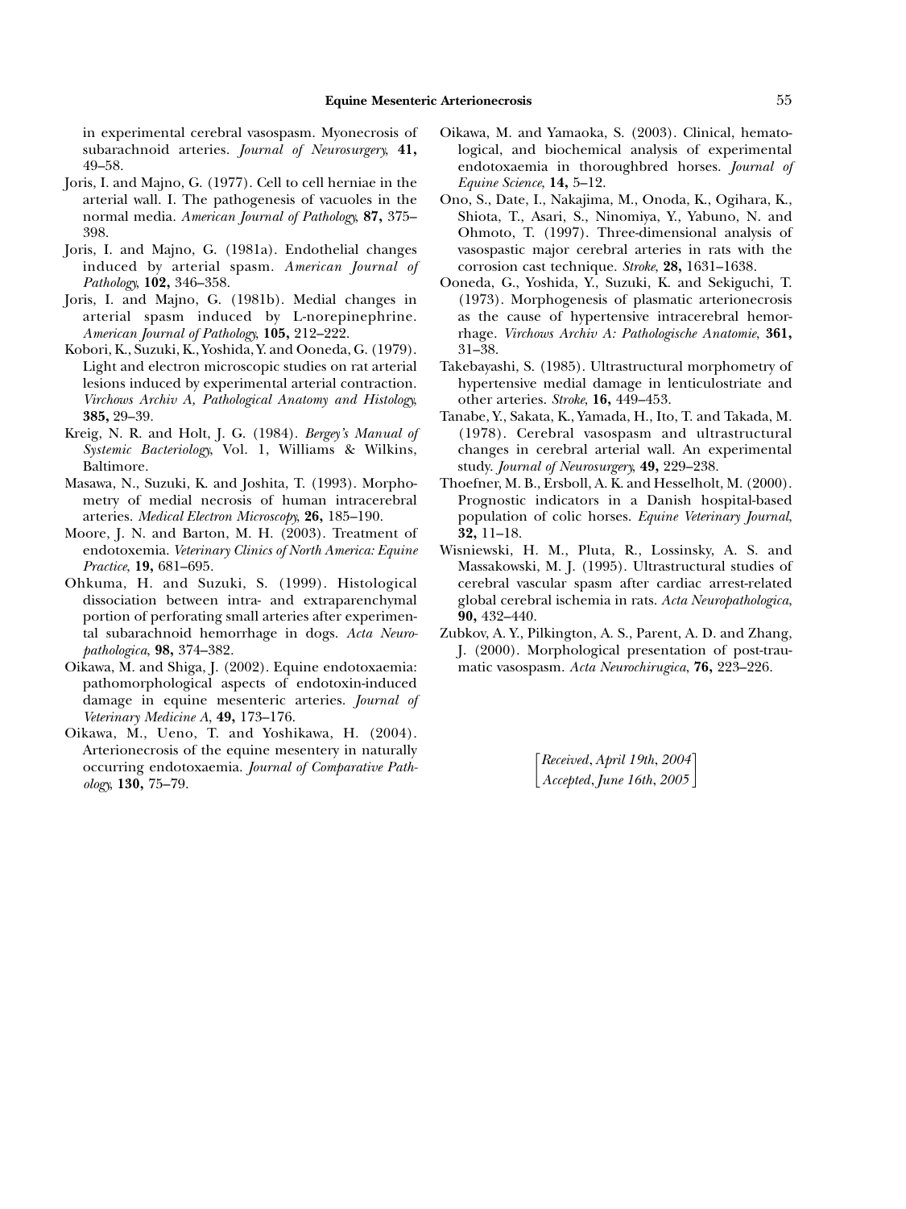in experimental cerebral vasospasm. Myonecrosis of subarachnoid arteries. *Journal of Neurosurgery*, **41,** 49–58.

Joris, I. and Majno, G. (1977). Cell to cell herniae in the arterial wall. I. The pathogenesis of vacuoles in the normal media. *American Journal of Pathology*, **87,** 375–398.

Joris, I. and Majno, G. (1981a). Endothelial changes induced by arterial spasm. *American Journal of Pathology*, **102,** 346–358.

Joris, I. and Majno, G. (1981b). Medial changes in arterial spasm induced by L-norepinephrine. *American Journal of Pathology*, **105,** 212–222.

Kobori, K., Suzuki, K., Yoshida, Y. and Ooneda, G. (1979). Light and electron microscopic studies on rat arterial lesions induced by experimental arterial contraction. *Virchows Archiv A, Pathological Anatomy and Histology*, **385,** 29–39.

Kreig, N. R. and Holt, J. G. (1984). *Bergey's Manual of Systemic Bacteriology*, Vol. 1, Williams & Wilkins, Baltimore.

Masawa, N., Suzuki, K. and Joshita, T. (1993). Morphometry of medial necrosis of human intracerebral arteries. *Medical Electron Microscopy*, **26,** 185–190.

Moore, J. N. and Barton, M. H. (2003). Treatment of endotoxemia. *Veterinary Clinics of North America: Equine Practice*, **19,** 681–695.

Ohkuma, H. and Suzuki, S. (1999). Histological dissociation between intra- and extraparenchymal portion of perforating small arteries after experimental subarachnoid hemorrhage in dogs. *Acta Neuropathologica*, **98,** 374–382.

Oikawa, M. and Shiga, J. (2002). Equine endotoxaemia: pathomorphological aspects of endotoxin-induced damage in equine mesenteric arteries. *Journal of Veterinary Medicine A*, **49,** 173–176.

Oikawa, M., Ueno, T. and Yoshikawa, H. (2004). Arterionecrosis of the equine mesentery in naturally occurring endotoxaemia. *Journal of Comparative Pathology*, **130,** 75–79.

Oikawa, M. and Yamaoka, S. (2003). Clinical, hematological, and biochemical analysis of experimental endotoxaemia in thoroughbred horses. *Journal of Equine Science*, **14,** 5–12.

Ono, S., Date, I., Nakajima, M., Onoda, K., Ogihara, K., Shiota, T., Asari, S., Ninomiya, Y., Yabuno, N. and Ohmoto, T. (1997). Three-dimensional analysis of vasospastic major cerebral arteries in rats with the corrosion cast technique. *Stroke*, **28,** 1631–1638.

Ooneda, G., Yoshida, Y., Suzuki, K. and Sekiguchi, T. (1973). Morphogenesis of plasmatic arterionecrosis as the cause of hypertensive intracerebral hemorrhage. *Virchows Archiv A: Pathologische Anatomie*, **361,** 31–38.

Takebayashi, S. (1985). Ultrastructural morphometry of hypertensive medial damage in lenticulostriate and other arteries. *Stroke*, **16,** 449–453.

Tanabe, Y., Sakata, K., Yamada, H., Ito, T. and Takada, M. (1978). Cerebral vasospasm and ultrastructural changes in cerebral arterial wall. An experimental study. *Journal of Neurosurgery*, **49,** 229–238.

Thoefner, M. B., Ersboll, A. K. and Hesselholt, M. (2000). Prognostic indicators in a Danish hospital-based population of colic horses. *Equine Veterinary Journal*, **32,** 11–18.

Wisniewski, H. M., Pluta, R., Lossinsky, A. S. and Massakowski, M. J. (1995). Ultrastructural studies of cerebral vascular spasm after cardiac arrest-related global cerebral ischemia in rats. *Acta Neuropathologica*, **90,** 432–440.

Zubkov, A. Y., Pilkington, A. S., Parent, A. D. and Zhang, J. (2000). Morphological presentation of post-traumatic vasospasm. *Acta Neurochirugica*, **76,** 223–226.

[*Received*, *April 19th*, *2004*
*Accepted*, *June 16th*, *2005*]